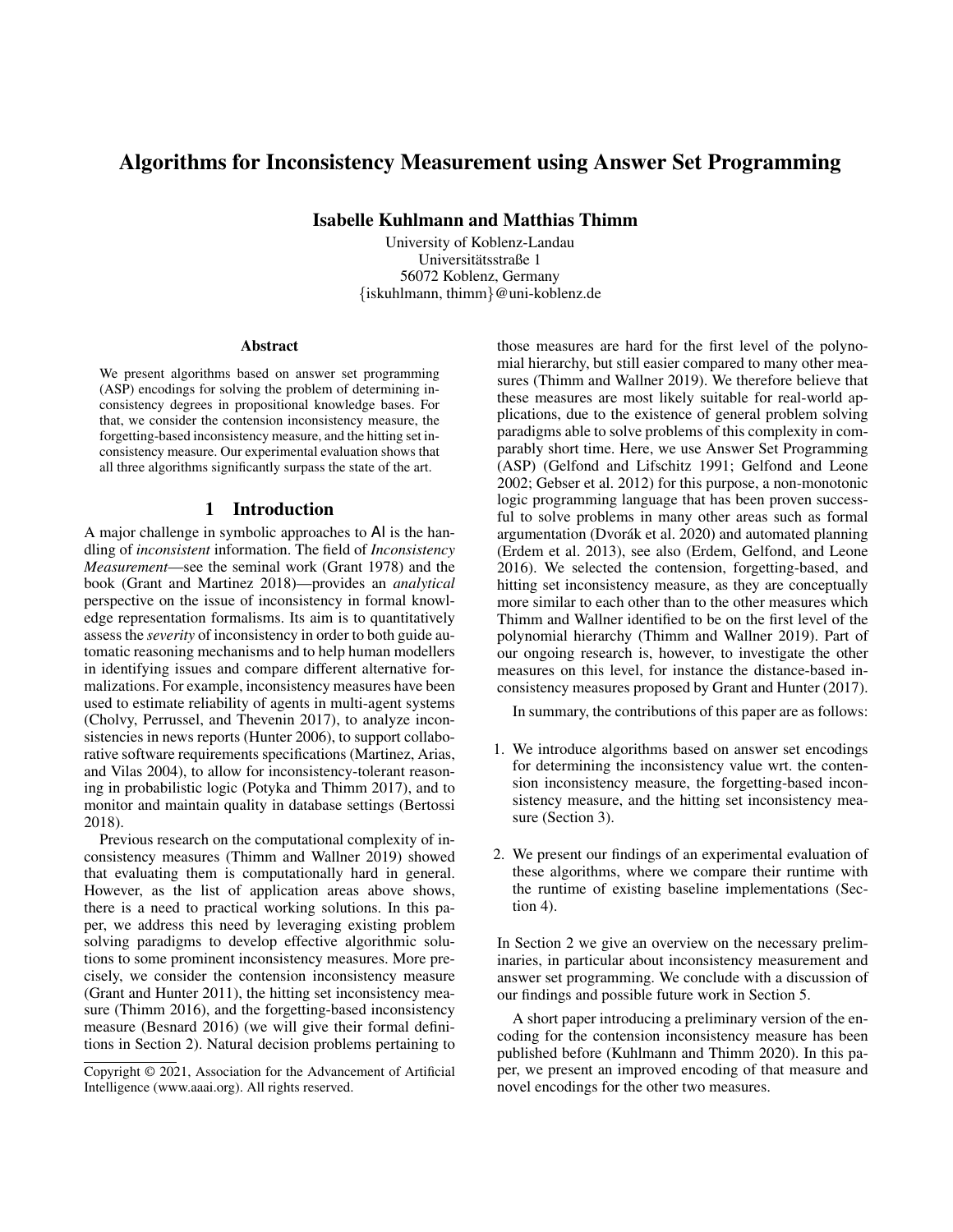# Algorithms for Inconsistency Measurement using Answer Set Programming

**Isabelle Kuhlmann and Matthias Thimm**

University of Koblenz-Landau
Universitätsstraße 1
56072 Koblenz, Germany
{iskuhlmann, thimm}@uni-koblenz.de

### Abstract

We present algorithms based on answer set programming (ASP) encodings for solving the problem of determining inconsistency degrees in propositional knowledge bases. For that, we consider the contension inconsistency measure, the forgetting-based inconsistency measure, and the hitting set inconsistency measure. Our experimental evaluation shows that all three algorithms significantly surpass the state of the art.

## 1 Introduction

A major challenge in symbolic approaches to AI is the handling of *inconsistent* information. The field of *Inconsistency Measurement*—see the seminal work (Grant 1978) and the book (Grant and Martinez 2018)—provides an *analytical* perspective on the issue of inconsistency in formal knowledge representation formalisms. Its aim is to quantitatively assess the *severity* of inconsistency in order to both guide automatic reasoning mechanisms and to help human modellers in identifying issues and compare different alternative formalizations. For example, inconsistency measures have been used to estimate reliability of agents in multi-agent systems (Cholvy, Perrussel, and Thevenin 2017), to analyze inconsistencies in news reports (Hunter 2006), to support collaborative software requirements specifications (Martinez, Arias, and Vilas 2004), to allow for inconsistency-tolerant reasoning in probabilistic logic (Potyka and Thimm 2017), and to monitor and maintain quality in database settings (Bertossi 2018).

Previous research on the computational complexity of inconsistency measures (Thimm and Wallner 2019) showed that evaluating them is computationally hard in general. However, as the list of application areas above shows, there is a need to practical working solutions. In this paper, we address this need by leveraging existing problem solving paradigms to develop effective algorithmic solutions to some prominent inconsistency measures. More precisely, we consider the contension inconsistency measure (Grant and Hunter 2011), the hitting set inconsistency measure (Thimm 2016), and the forgetting-based inconsistency measure (Besnard 2016) (we will give their formal definitions in Section 2). Natural decision problems pertaining to those measures are hard for the first level of the polynomial hierarchy, but still easier compared to many other measures (Thimm and Wallner 2019). We therefore believe that these measures are most likely suitable for real-world applications, due to the existence of general problem solving paradigms able to solve problems of this complexity in comparably short time. Here, we use Answer Set Programming (ASP) (Gelfond and Lifschitz 1991; Gelfond and Leone 2002; Gebser et al. 2012) for this purpose, a non-monotonic logic programming language that has been proven successful to solve problems in many other areas such as formal argumentation (Dvořák et al. 2020) and automated planning (Erdem et al. 2013), see also (Erdem, Gelfond, and Leone 2016). We selected the contension, forgetting-based, and hitting set inconsistency measure, as they are conceptually more similar to each other than to the other measures which Thimm and Wallner identified to be on the first level of the polynomial hierarchy (Thimm and Wallner 2019). Part of our ongoing research is, however, to investigate the other measures on this level, for instance the distance-based inconsistency measures proposed by Grant and Hunter (2017).

In summary, the contributions of this paper are as follows:

1. We introduce algorithms based on answer set encodings for determining the inconsistency value wrt. the contension inconsistency measure, the forgetting-based inconsistency measure, and the hitting set inconsistency measure (Section 3).
2. We present our findings of an experimental evaluation of these algorithms, where we compare their runtime with the runtime of existing baseline implementations (Section 4).

In Section 2 we give an overview on the necessary preliminaries, in particular about inconsistency measurement and answer set programming. We conclude with a discussion of our findings and possible future work in Section 5.

A short paper introducing a preliminary version of the encoding for the contension inconsistency measure has been published before (Kuhlmann and Thimm 2020). In this paper, we present an improved encoding of that measure and novel encodings for the other two measures.

Copyright © 2021, Association for the Advancement of Artificial Intelligence (www.aaai.org). All rights reserved.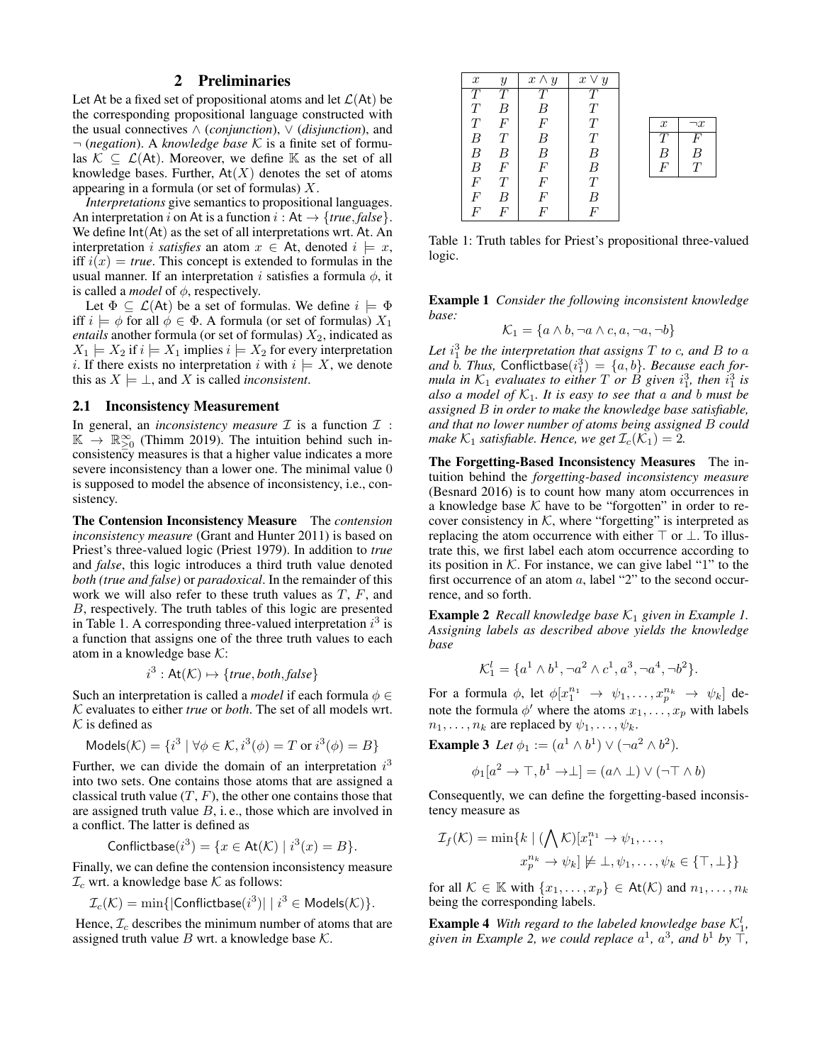## 2 Preliminaries

Let $\mathsf{At}$ be a fixed set of propositional atoms and let $\mathcal{L}(\mathsf{At})$ be the corresponding propositional language constructed with the usual connectives $\wedge$ (*conjunction*), $\vee$ (*disjunction*), and $\neg$ (*negation*). A *knowledge base* $\mathcal{K}$ is a finite set of formulas $\mathcal{K} \subseteq \mathcal{L}(\mathsf{At})$. Moreover, we define $\mathbb{K}$ as the set of all knowledge bases. Further, $\mathsf{At}(X)$ denotes the set of atoms appearing in a formula (or set of formulas) $X$.

*Interpretations* give semantics to propositional languages. An interpretation $i$ on $\mathsf{At}$ is a function $i : \mathsf{At} \to \{\mathit{true}, \mathit{false}\}$. We define $\mathsf{Int}(\mathsf{At})$ as the set of all interpretations wrt. $\mathsf{At}$. An interpretation $i$ *satisfies* an atom $x \in \mathsf{At}$, denoted $i \models x$, iff $i(x) = \mathit{true}$. This concept is extended to formulas in the usual manner. If an interpretation $i$ satisfies a formula $\phi$, it is called a *model* of $\phi$, respectively.

Let $\Phi \subseteq \mathcal{L}(\mathsf{At})$ be a set of formulas. We define $i \models \Phi$ iff $i \models \phi$ for all $\phi \in \Phi$. A formula (or set of formulas) $X_1$ *entails* another formula (or set of formulas) $X_2$, indicated as $X_1 \models X_2$ if $i \models X_1$ implies $i \models X_2$ for every interpretation $i$. If there exists no interpretation $i$ with $i \models X$, we denote this as $X \models \bot$, and $X$ is called *inconsistent*.

### 2.1 Inconsistency Measurement

In general, an *inconsistency measure* $\mathcal{I}$ is a function $\mathcal{I} : \mathbb{K} \to \mathbb{R}^{\infty}_{\geq 0}$ (Thimm 2019). The intuition behind such inconsistency measures is that a higher value indicates a more severe inconsistency than a lower one. The minimal value 0 is supposed to model the absence of inconsistency, i.e., consistency.

**The Contension Inconsistency Measure** The *contension inconsistency measure* (Grant and Hunter 2011) is based on Priest's three-valued logic (Priest 1979). In addition to *true* and *false*, this logic introduces a third truth value denoted *both (true and false)* or *paradoxical*. In the remainder of this work we will also refer to these truth values as $T$, $F$, and $B$, respectively. The truth tables of this logic are presented in Table 1. A corresponding three-valued interpretation $i^3$ is a function that assigns one of the three truth values to each atom in a knowledge base $\mathcal{K}$:

$$i^3 : \mathsf{At}(\mathcal{K}) \mapsto \{\mathit{true}, \mathit{both}, \mathit{false}\}$$

Such an interpretation is called a *model* if each formula $\phi \in \mathcal{K}$ evaluates to either *true* or *both*. The set of all models wrt. $\mathcal{K}$ is defined as

$$\mathsf{Models}(\mathcal{K}) = \{i^3 \mid \forall \phi \in \mathcal{K}, i^3(\phi) = T \text{ or } i^3(\phi) = B\}$$

Further, we can divide the domain of an interpretation $i^3$ into two sets. One contains those atoms that are assigned a classical truth value ($T$, $F$), the other one contains those that are assigned truth value $B$, i. e., those which are involved in a conflict. The latter is defined as

$$\mathsf{Conflictbase}(i^3) = \{x \in \mathsf{At}(\mathcal{K}) \mid i^3(x) = B\}.$$

Finally, we can define the contension inconsistency measure $\mathcal{I}_c$ wrt. a knowledge base $\mathcal{K}$ as follows:

$$\mathcal{I}_c(\mathcal{K}) = \min\{|\mathsf{Conflictbase}(i^3)| \mid i^3 \in \mathsf{Models}(\mathcal{K})\}.$$

Hence, $\mathcal{I}_c$ describes the minimum number of atoms that are assigned truth value $B$ wrt. a knowledge base $\mathcal{K}$.

| $x$ | $y$ | $x \wedge y$ | $x \vee y$ |
|---|---|---|---|
| $T$ | $T$ | $T$ | $T$ |
| $T$ | $B$ | $B$ | $T$ |
| $T$ | $F$ | $F$ | $T$ |
| $B$ | $T$ | $B$ | $T$ |
| $B$ | $B$ | $B$ | $B$ |
| $B$ | $F$ | $F$ | $B$ |
| $F$ | $T$ | $F$ | $T$ |
| $F$ | $B$ | $F$ | $B$ |
| $F$ | $F$ | $F$ | $F$ |

| $x$ | $\neg x$ |
|---|---|
| $T$ | $F$ |
| $B$ | $B$ |
| $F$ | $T$ |

Table 1: Truth tables for Priest's propositional three-valued logic.

**Example 1** *Consider the following inconsistent knowledge base:*

$$\mathcal{K}_1 = \{a \wedge b, \neg a \wedge c, a, \neg a, \neg b\}$$

*Let $i^3_1$ be the interpretation that assigns $T$ to $c$, and $B$ to $a$ and $b$. Thus,* $\mathsf{Conflictbase}(i^3_1) = \{a, b\}$. *Because each formula in $\mathcal{K}_1$ evaluates to either $T$ or $B$ given $i^3_1$, then $i^3_1$ is also a model of $\mathcal{K}_1$. It is easy to see that $a$ and $b$ must be assigned $B$ in order to make the knowledge base satisfiable, and that no lower number of atoms being assigned $B$ could make $\mathcal{K}_1$ satisfiable. Hence, we get $\mathcal{I}_c(\mathcal{K}_1) = 2$.*

**The Forgetting-Based Inconsistency Measures** The intuition behind the *forgetting-based inconsistency measure* (Besnard 2016) is to count how many atom occurrences in a knowledge base $\mathcal{K}$ have to be "forgotten" in order to recover consistency in $\mathcal{K}$, where "forgetting" is interpreted as replacing the atom occurrence with either $\top$ or $\bot$. To illustrate this, we first label each atom occurrence according to its position in $\mathcal{K}$. For instance, we can give label "1" to the first occurrence of an atom $a$, label "2" to the second occurrence, and so forth.

**Example 2** *Recall knowledge base $\mathcal{K}_1$ given in Example 1. Assigning labels as described above yields the knowledge base*

$$\mathcal{K}^l_1 = \{a^1 \wedge b^1, \neg a^2 \wedge c^1, a^3, \neg a^4, \neg b^2\}.$$

For a formula $\phi$, let $\phi[x_1^{n_1} \to \psi_1, \ldots, x_p^{n_k} \to \psi_k]$ denote the formula $\phi'$ where the atoms $x_1, \ldots, x_p$ with labels $n_1, \ldots, n_k$ are replaced by $\psi_1, \ldots, \psi_k$.

**Example 3** *Let $\phi_1 := (a^1 \wedge b^1) \vee (\neg a^2 \wedge b^2)$.*

$$\phi_1[a^2 \to \top, b^1 \to \bot] = (a \wedge \bot) \vee (\neg \top \wedge b)$$

Consequently, we can define the forgetting-based inconsistency measure as

$$\mathcal{I}_f(\mathcal{K}) = \min\{k \mid (\bigwedge \mathcal{K})[x_1^{n_1} \to \psi_1, \ldots, x_p^{n_k} \to \psi_k] \not\models \bot, \psi_1, \ldots, \psi_k \in \{\top, \bot\}\}$$

for all $\mathcal{K} \in \mathbb{K}$ with $\{x_1, \ldots, x_p\} \in \mathsf{At}(\mathcal{K})$ and $n_1, \ldots, n_k$ being the corresponding labels.

**Example 4** *With regard to the labeled knowledge base $\mathcal{K}^l_1$, given in Example 2, we could replace $a^1$, $a^3$, and $b^1$ by $\top$,*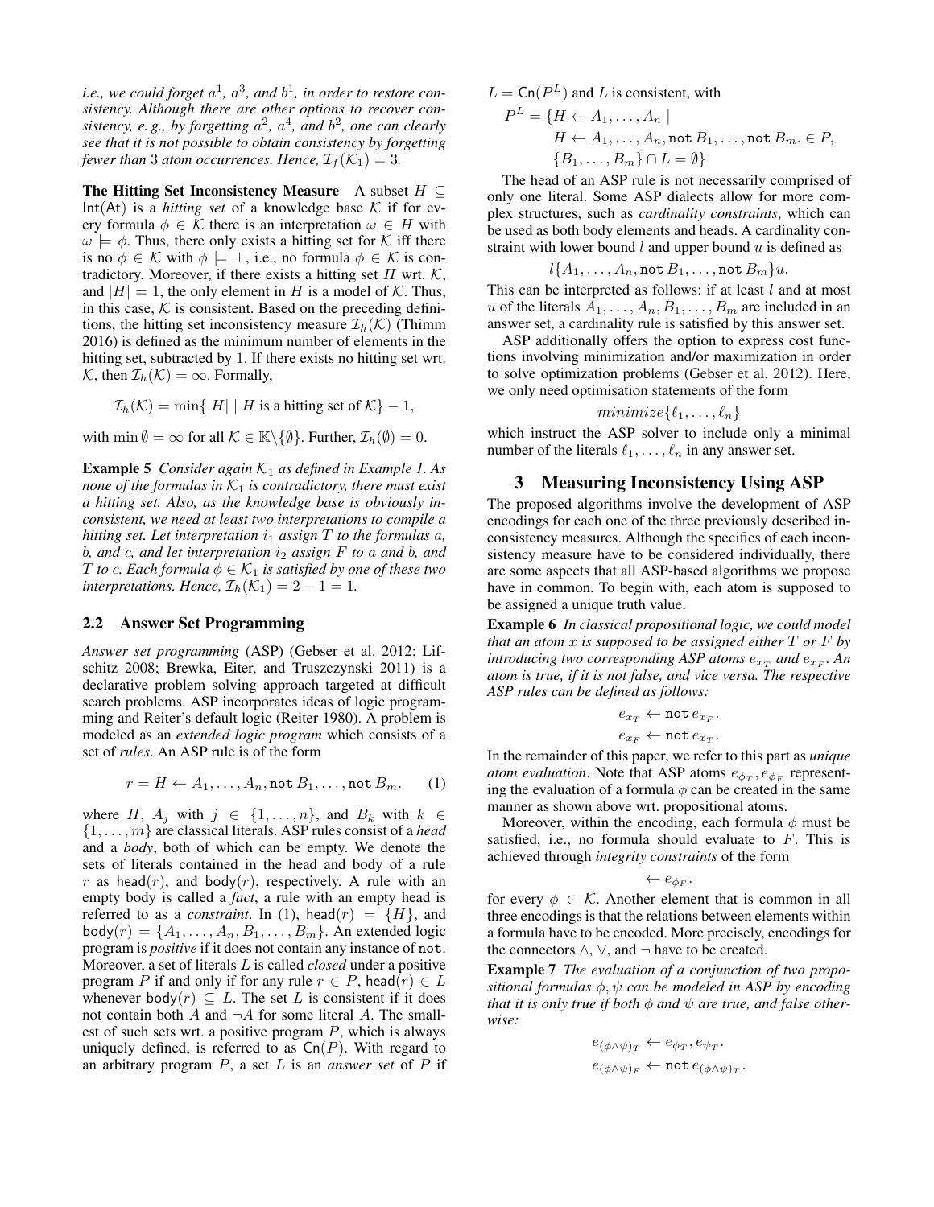*i.e., we could forget $a^1$, $a^3$, and $b^1$, in order to restore consistency. Although there are other options to recover consistency, e. g., by forgetting $a^2$, $a^4$, and $b^2$, one can clearly see that it is not possible to obtain consistency by forgetting fewer than 3 atom occurrences. Hence, $\mathcal{I}_f(\mathcal{K}_1) = 3$.*

**The Hitting Set Inconsistency Measure** A subset $H \subseteq \mathsf{Int}(\mathsf{At})$ is a *hitting set* of a knowledge base $\mathcal{K}$ if for every formula $\phi \in \mathcal{K}$ there is an interpretation $\omega \in H$ with $\omega \models \phi$. Thus, there only exists a hitting set for $\mathcal{K}$ iff there is no $\phi \in \mathcal{K}$ with $\phi \models \perp$, i.e., no formula $\phi \in \mathcal{K}$ is contradictory. Moreover, if there exists a hitting set $H$ wrt. $\mathcal{K}$, and $|H| = 1$, the only element in $H$ is a model of $\mathcal{K}$. Thus, in this case, $\mathcal{K}$ is consistent. Based on the preceding definitions, the hitting set inconsistency measure $\mathcal{I}_h(\mathcal{K})$ (Thimm 2016) is defined as the minimum number of elements in the hitting set, subtracted by 1. If there exists no hitting set wrt. $\mathcal{K}$, then $\mathcal{I}_h(\mathcal{K}) = \infty$. Formally,

$$\mathcal{I}_h(\mathcal{K}) = \min\{|H| \mid H \text{ is a hitting set of } \mathcal{K}\} - 1,$$

with $\min \emptyset = \infty$ for all $\mathcal{K} \in \mathbb{K} \backslash \{\emptyset\}$. Further, $\mathcal{I}_h(\emptyset) = 0$.

**Example 5** *Consider again $\mathcal{K}_1$ as defined in Example 1. As none of the formulas in $\mathcal{K}_1$ is contradictory, there must exist a hitting set. Also, as the knowledge base is obviously inconsistent, we need at least two interpretations to compile a hitting set. Let interpretation $i_1$ assign $T$ to the formulas $a$, $b$, and $c$, and let interpretation $i_2$ assign $F$ to $a$ and $b$, and $T$ to $c$. Each formula $\phi \in \mathcal{K}_1$ is satisfied by one of these two interpretations. Hence, $\mathcal{I}_h(\mathcal{K}_1) = 2 - 1 = 1$.*

### 2.2 Answer Set Programming

*Answer set programming* (ASP) (Gebser et al. 2012; Lifschitz 2008; Brewka, Eiter, and Truszczynski 2011) is a declarative problem solving approach targeted at difficult search problems. ASP incorporates ideas of logic programming and Reiter's default logic (Reiter 1980). A problem is modeled as an *extended logic program* which consists of a set of *rules*. An ASP rule is of the form

$$r = H \leftarrow A_1, \ldots, A_n, \mathtt{not}\, B_1, \ldots, \mathtt{not}\, B_m. \quad (1)$$

where $H$, $A_j$ with $j \in \{1, \ldots, n\}$, and $B_k$ with $k \in \{1, \ldots, m\}$ are classical literals. ASP rules consist of a *head* and a *body*, both of which can be empty. We denote the sets of literals contained in the head and body of a rule $r$ as $\mathsf{head}(r)$, and $\mathsf{body}(r)$, respectively. A rule with an empty body is called a *fact*, a rule with an empty head is referred to as a *constraint*. In (1), $\mathsf{head}(r) = \{H\}$, and $\mathsf{body}(r) = \{A_1, \ldots, A_n, B_1, \ldots, B_m\}$. An extended logic program is *positive* if it does not contain any instance of `not`. Moreover, a set of literals $L$ is called *closed* under a positive program $P$ if and only if for any rule $r \in P$, $\mathsf{head}(r) \in L$ whenever $\mathsf{body}(r) \subseteq L$. The set $L$ is consistent if it does not contain both $A$ and $\neg A$ for some literal $A$. The smallest of such sets wrt. a positive program $P$, which is always uniquely defined, is referred to as $\mathsf{Cn}(P)$. With regard to an arbitrary program $P$, a set $L$ is an *answer set* of $P$ if $L = \mathsf{Cn}(P^L)$ and $L$ is consistent, with

$$P^L = \{H \leftarrow A_1, \ldots, A_n \mid H \leftarrow A_1, \ldots, A_n, \mathtt{not}\, B_1, \ldots, \mathtt{not}\, B_m. \in P, \{B_1, \ldots, B_m\} \cap L = \emptyset\}$$

The head of an ASP rule is not necessarily comprised of only one literal. Some ASP dialects allow for more complex structures, such as *cardinality constraints*, which can be used as both body elements and heads. A cardinality constraint with lower bound $l$ and upper bound $u$ is defined as

$$l\{A_1, \ldots, A_n, \mathtt{not}\, B_1, \ldots, \mathtt{not}\, B_m\}u.$$

This can be interpreted as follows: if at least $l$ and at most $u$ of the literals $A_1, \ldots, A_n, B_1, \ldots, B_m$ are included in an answer set, a cardinality rule is satisfied by this answer set.

ASP additionally offers the option to express cost functions involving minimization and/or maximization in order to solve optimization problems (Gebser et al. 2012). Here, we only need optimisation statements of the form

$$minimize\{\ell_1, \ldots, \ell_n\}$$

which instruct the ASP solver to include only a minimal number of the literals $\ell_1, \ldots, \ell_n$ in any answer set.

## 3 Measuring Inconsistency Using ASP

The proposed algorithms involve the development of ASP encodings for each one of the three previously described inconsistency measures. Although the specifics of each inconsistency measure have to be considered individually, there are some aspects that all ASP-based algorithms we propose have in common. To begin with, each atom is supposed to be assigned a unique truth value.

**Example 6** *In classical propositional logic, we could model that an atom $x$ is supposed to be assigned either $T$ or $F$ by introducing two corresponding ASP atoms $e_{x_T}$ and $e_{x_F}$. An atom is true, if it is not false, and vice versa. The respective ASP rules can be defined as follows:*

$$e_{x_T} \leftarrow \mathtt{not}\, e_{x_F}.$$
$$e_{x_F} \leftarrow \mathtt{not}\, e_{x_T}.$$

In the remainder of this paper, we refer to this part as *unique atom evaluation*. Note that ASP atoms $e_{\phi_T}, e_{\phi_F}$ representing the evaluation of a formula $\phi$ can be created in the same manner as shown above wrt. propositional atoms.

Moreover, within the encoding, each formula $\phi$ must be satisfied, i.e., no formula should evaluate to $F$. This is achieved through *integrity constraints* of the form

$$\leftarrow e_{\phi_F}.$$

for every $\phi \in \mathcal{K}$. Another element that is common in all three encodings is that the relations between elements within a formula have to be encoded. More precisely, encodings for the connectors $\wedge$, $\vee$, and $\neg$ have to be created.

**Example 7** *The evaluation of a conjunction of two propositional formulas $\phi, \psi$ can be modeled in ASP by encoding that it is only true if both $\phi$ and $\psi$ are true, and false otherwise:*

$$e_{(\phi \wedge \psi)_T} \leftarrow e_{\phi_T}, e_{\psi_T}.$$
$$e_{(\phi \wedge \psi)_F} \leftarrow \mathtt{not}\, e_{(\phi \wedge \psi)_T}.$$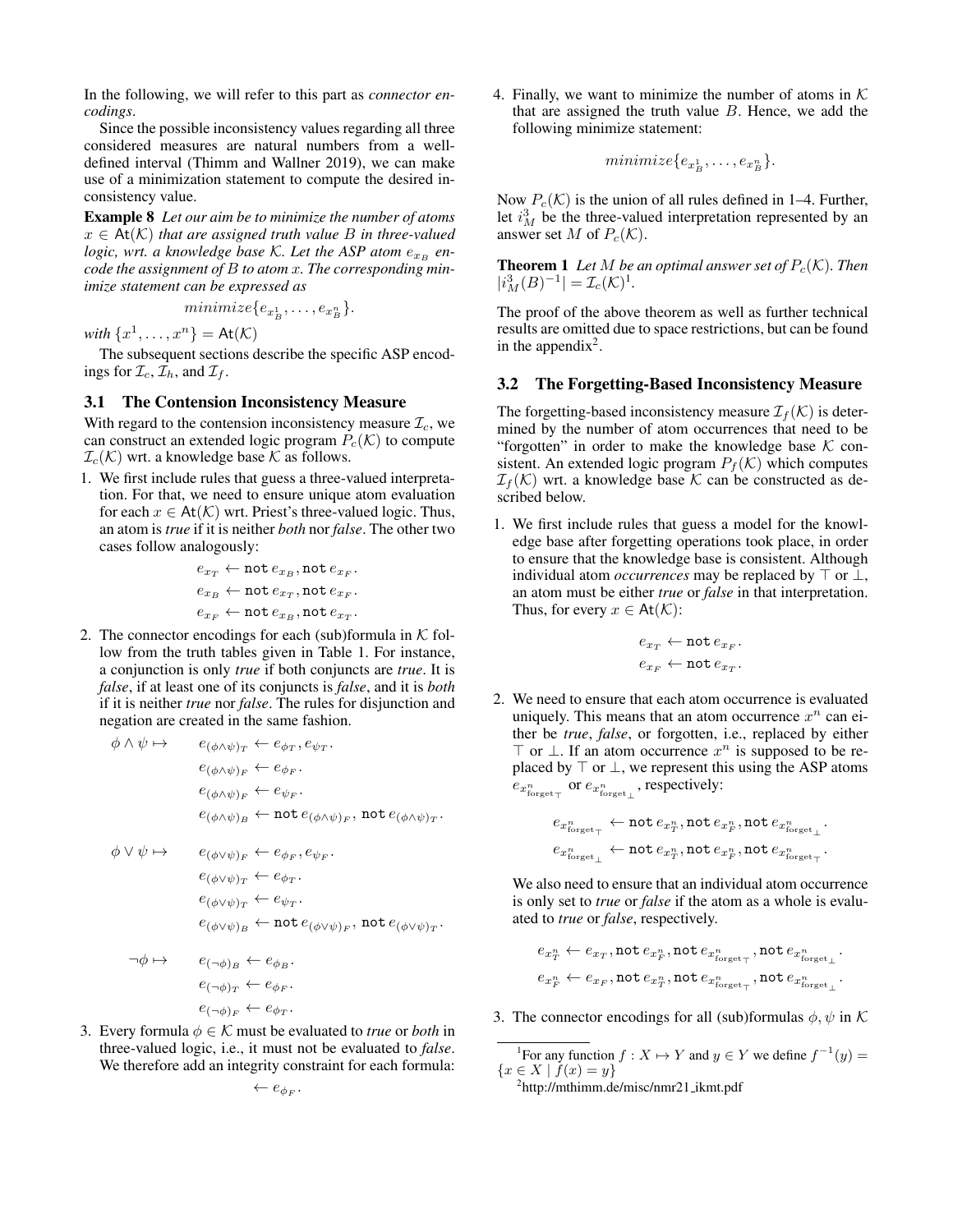In the following, we will refer to this part as *connector encodings*.

Since the possible inconsistency values regarding all three considered measures are natural numbers from a well-defined interval (Thimm and Wallner 2019), we can make use of a minimization statement to compute the desired inconsistency value.

**Example 8** *Let our aim be to minimize the number of atoms $x \in \mathsf{At}(\mathcal{K})$ that are assigned truth value $B$ in three-valued logic, wrt. a knowledge base $\mathcal{K}$. Let the ASP atom $e_{x_B}$ encode the assignment of $B$ to atom $x$. The corresponding minimize statement can be expressed as*

$$minimize\{e_{x^1_B}, \dots, e_{x^n_B}\}.$$

*with $\{x^1, \dots, x^n\} = \mathsf{At}(\mathcal{K})$*

The subsequent sections describe the specific ASP encodings for $\mathcal{I}_c$, $\mathcal{I}_h$, and $\mathcal{I}_f$.

### 3.1 The Contension Inconsistency Measure

With regard to the contension inconsistency measure $\mathcal{I}_c$, we can construct an extended logic program $P_c(\mathcal{K})$ to compute $\mathcal{I}_c(\mathcal{K})$ wrt. a knowledge base $\mathcal{K}$ as follows.

1. We first include rules that guess a three-valued interpretation. For that, we need to ensure unique atom evaluation for each $x \in \mathsf{At}(\mathcal{K})$ wrt. Priest's three-valued logic. Thus, an atom is *true* if it is neither *both* nor *false*. The other two cases follow analogously:

$$e_{x_T} \leftarrow \texttt{not}\, e_{x_B}, \texttt{not}\, e_{x_F}.$$
$$e_{x_B} \leftarrow \texttt{not}\, e_{x_T}, \texttt{not}\, e_{x_F}.$$
$$e_{x_F} \leftarrow \texttt{not}\, e_{x_B}, \texttt{not}\, e_{x_T}.$$

2. The connector encodings for each (sub)formula in $\mathcal{K}$ follow from the truth tables given in Table 1. For instance, a conjunction is only *true* if both conjuncts are *true*. It is *false*, if at least one of its conjuncts is *false*, and it is *both* if it is neither *true* nor *false*. The rules for disjunction and negation are created in the same fashion.

$$\phi \wedge \psi \mapsto \quad e_{(\phi\wedge\psi)_T} \leftarrow e_{\phi_T}, e_{\psi_T}.$$
$$e_{(\phi\wedge\psi)_F} \leftarrow e_{\phi_F}.$$
$$e_{(\phi\wedge\psi)_F} \leftarrow e_{\psi_F}.$$
$$e_{(\phi\wedge\psi)_B} \leftarrow \texttt{not}\, e_{(\phi\wedge\psi)_F},\ \texttt{not}\, e_{(\phi\wedge\psi)_T}.$$

$$\phi \vee \psi \mapsto \quad e_{(\phi\vee\psi)_F} \leftarrow e_{\phi_F}, e_{\psi_F}.$$
$$e_{(\phi\vee\psi)_T} \leftarrow e_{\phi_T}.$$
$$e_{(\phi\vee\psi)_T} \leftarrow e_{\psi_T}.$$
$$e_{(\phi\vee\psi)_B} \leftarrow \texttt{not}\, e_{(\phi\vee\psi)_F},\ \texttt{not}\, e_{(\phi\vee\psi)_T}.$$

$$\neg\phi \mapsto \quad e_{(\neg\phi)_B} \leftarrow e_{\phi_B}.$$
$$e_{(\neg\phi)_T} \leftarrow e_{\phi_F}.$$
$$e_{(\neg\phi)_F} \leftarrow e_{\phi_T}.$$

3. Every formula $\phi \in \mathcal{K}$ must be evaluated to *true* or *both* in three-valued logic, i.e., it must not be evaluated to *false*. We therefore add an integrity constraint for each formula:

$$\leftarrow e_{\phi_F}.$$

4. Finally, we want to minimize the number of atoms in $\mathcal{K}$ that are assigned the truth value $B$. Hence, we add the following minimize statement:

$$minimize\{e_{x^1_B}, \dots, e_{x^n_B}\}.$$

Now $P_c(\mathcal{K})$ is the union of all rules defined in 1–4. Further, let $i^3_M$ be the three-valued interpretation represented by an answer set $M$ of $P_c(\mathcal{K})$.

**Theorem 1** *Let $M$ be an optimal answer set of $P_c(\mathcal{K})$. Then $|i^3_M(B)^{-1}| = \mathcal{I}_c(\mathcal{K})$*[1]*.*

The proof of the above theorem as well as further technical results are omitted due to space restrictions, but can be found in the appendix[2].

### 3.2 The Forgetting-Based Inconsistency Measure

The forgetting-based inconsistency measure $\mathcal{I}_f(\mathcal{K})$ is determined by the number of atom occurrences that need to be "forgotten" in order to make the knowledge base $\mathcal{K}$ consistent. An extended logic program $P_f(\mathcal{K})$ which computes $\mathcal{I}_f(\mathcal{K})$ wrt. a knowledge base $\mathcal{K}$ can be constructed as described below.

1. We first include rules that guess a model for the knowledge base after forgetting operations took place, in order to ensure that the knowledge base is consistent. Although individual atom *occurrences* may be replaced by $\top$ or $\bot$, an atom must be either *true* or *false* in that interpretation. Thus, for every $x \in \mathsf{At}(\mathcal{K})$:

$$e_{x_T} \leftarrow \texttt{not}\, e_{x_F}.$$
$$e_{x_F} \leftarrow \texttt{not}\, e_{x_T}.$$

2. We need to ensure that each atom occurrence is evaluated uniquely. This means that an atom occurrence $x^n$ can either be *true*, *false*, or forgotten, i.e., replaced by either $\top$ or $\bot$. If an atom occurrence $x^n$ is supposed to be replaced by $\top$ or $\bot$, we represent this using the ASP atoms $e_{x^n_{\text{forget}_\top}}$ or $e_{x^n_{\text{forget}_\bot}}$, respectively:

$$e_{x^n_{\text{forget}_\top}} \leftarrow \texttt{not}\, e_{x^n_T}, \texttt{not}\, e_{x^n_F}, \texttt{not}\, e_{x^n_{\text{forget}_\bot}}.$$
$$e_{x^n_{\text{forget}_\bot}} \leftarrow \texttt{not}\, e_{x^n_T}, \texttt{not}\, e_{x^n_F}, \texttt{not}\, e_{x^n_{\text{forget}_\top}}.$$

We also need to ensure that an individual atom occurrence is only set to *true* or *false* if the atom as a whole is evaluated to *true* or *false*, respectively.

$$e_{x^n_T} \leftarrow e_{x_T}, \texttt{not}\, e_{x^n_F}, \texttt{not}\, e_{x^n_{\text{forget}_\top}}, \texttt{not}\, e_{x^n_{\text{forget}_\bot}}.$$
$$e_{x^n_F} \leftarrow e_{x_F}, \texttt{not}\, e_{x^n_T}, \texttt{not}\, e_{x^n_{\text{forget}_\top}}, \texttt{not}\, e_{x^n_{\text{forget}_\bot}}.$$

3. The connector encodings for all (sub)formulas $\phi, \psi$ in $\mathcal{K}$

---

[1] For any function $f : X \mapsto Y$ and $y \in Y$ we define $f^{-1}(y) = \{x \in X \mid f(x) = y\}$

[2] http://mthimm.de/misc/nmr21_ikmt.pdf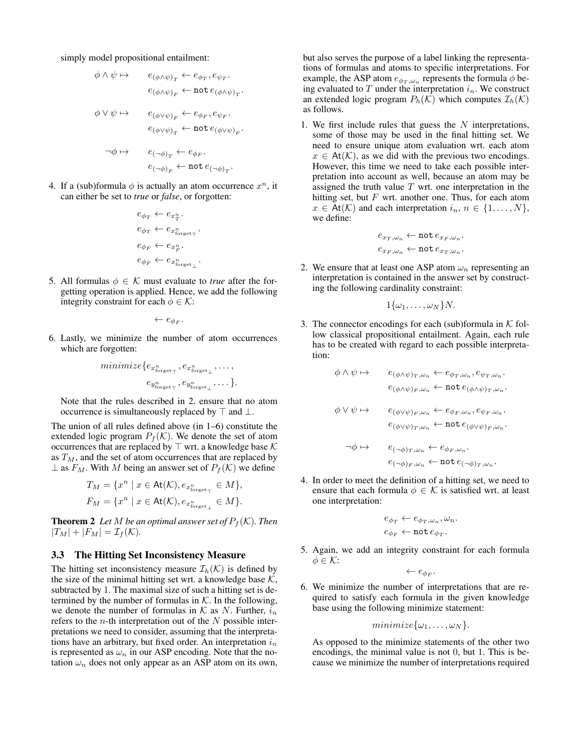simply model propositional entailment:

$$\phi \wedge \psi \mapsto \qquad e_{(\phi\wedge\psi)_T} \leftarrow e_{\phi_T}, e_{\psi_T}.$$
$$e_{(\phi\wedge\psi)_F} \leftarrow \texttt{not}\, e_{(\phi\wedge\psi)_T}.$$

$$\phi \vee \psi \mapsto \qquad e_{(\phi\vee\psi)_F} \leftarrow e_{\phi_F}, e_{\psi_F}.$$
$$e_{(\phi\vee\psi)_T} \leftarrow \texttt{not}\, e_{(\phi\vee\psi)_F}.$$

$$\neg\phi \mapsto \qquad e_{(\neg\phi)_T} \leftarrow e_{\phi_F}.$$
$$e_{(\neg\phi)_F} \leftarrow \texttt{not}\, e_{(\neg\phi)_T}.$$

4. If a (sub)formula $\phi$ is actually an atom occurrence $x^n$, it can either be set to *true* or *false*, or forgotten:

$$e_{\phi_T} \leftarrow e_{x^n_T}.$$
$$e_{\phi_T} \leftarrow e_{x^n_{\text{forget}_\top}}.$$
$$e_{\phi_F} \leftarrow e_{x^n_F}.$$
$$e_{\phi_F} \leftarrow e_{x^n_{\text{forget}_\bot}}.$$

5. All formulas $\phi \in \mathcal{K}$ must evaluate to *true* after the forgetting operation is applied. Hence, we add the following integrity constraint for each $\phi \in \mathcal{K}$:

$$\leftarrow e_{\phi_F}.$$

6. Lastly, we minimize the number of atom occurrences which are forgotten:

$$minimize\{e_{x^n_{\text{forget}_\top}}, e_{x^n_{\text{forget}_\bot}}, \ldots, e_{y^n_{\text{forget}_\top}}, e_{y^n_{\text{forget}_\bot}}, \ldots\}.$$

Note that the rules described in 2. ensure that no atom occurrence is simultaneously replaced by $\top$ and $\bot$.

The union of all rules defined above (in 1–6) constitute the extended logic program $P_f(\mathcal{K})$. We denote the set of atom occurrences that are replaced by $\top$ wrt. a knowledge base $\mathcal{K}$ as $T_M$, and the set of atom occurrences that are replaced by $\bot$ as $F_M$. With $M$ being an answer set of $P_f(\mathcal{K})$ we define

$$T_M = \{x^n \mid x \in \mathsf{At}(\mathcal{K}), e_{x^n_{\text{forget}_\top}} \in M\},$$
$$F_M = \{x^n \mid x \in \mathsf{At}(\mathcal{K}), e_{x^n_{\text{forget}_\bot}} \in M\}.$$

**Theorem 2** *Let $M$ be an optimal answer set of $P_f(\mathcal{K})$. Then $|T_M| + |F_M| = \mathcal{I}_f(\mathcal{K})$.*

### 3.3 The Hitting Set Inconsistency Measure

The hitting set inconsistency measure $\mathcal{I}_h(\mathcal{K})$ is defined by the size of the minimal hitting set wrt. a knowledge base $\mathcal{K}$, subtracted by 1. The maximal size of such a hitting set is determined by the number of formulas in $\mathcal{K}$. In the following, we denote the number of formulas in $\mathcal{K}$ as $N$. Further, $i_n$ refers to the $n$-th interpretation out of the $N$ possible interpretations we need to consider, assuming that the interpretations have an arbitrary, but fixed order. An interpretation $i_n$ is represented as $\omega_n$ in our ASP encoding. Note that the notation $\omega_n$ does not only appear as an ASP atom on its own, but also serves the purpose of a label linking the representations of formulas and atoms to specific interpretations. For example, the ASP atom $e_{\phi_T,\omega_n}$ represents the formula $\phi$ being evaluated to $T$ under the interpretation $i_n$. We construct an extended logic program $P_h(\mathcal{K})$ which computes $\mathcal{I}_h(\mathcal{K})$ as follows.

1. We first include rules that guess the $N$ interpretations, some of those may be used in the final hitting set. We need to ensure unique atom evaluation wrt. each atom $x \in \mathsf{At}(\mathcal{K})$, as we did with the previous two encodings. However, this time we need to take each possible interpretation into account as well, because an atom may be assigned the truth value $T$ wrt. one interpretation in the hitting set, but $F$ wrt. another one. Thus, for each atom $x \in \mathsf{At}(\mathcal{K})$ and each interpretation $i_n$, $n \in \{1, \ldots, N\}$, we define:

$$e_{x_T,\omega_n} \leftarrow \texttt{not}\, e_{x_F,\omega_n}.$$
$$e_{x_F,\omega_n} \leftarrow \texttt{not}\, e_{x_T,\omega_n}.$$

2. We ensure that at least one ASP atom $\omega_n$ representing an interpretation is contained in the answer set by constructing the following cardinality constraint:

$$1\{\omega_1, \ldots, \omega_N\}N.$$

3. The connector encodings for each (sub)formula in $\mathcal{K}$ follow classical propositional entailment. Again, each rule has to be created with regard to each possible interpretation:

$$\phi \wedge \psi \mapsto \qquad e_{(\phi\wedge\psi)_T,\omega_n} \leftarrow e_{\phi_T,\omega_n}, e_{\psi_T,\omega_n}.$$
$$e_{(\phi\wedge\psi)_F,\omega_n} \leftarrow \texttt{not}\, e_{(\phi\wedge\psi)_T,\omega_n}.$$

$$\phi \vee \psi \mapsto \qquad e_{(\phi\vee\psi)_F,\omega_n} \leftarrow e_{\phi_F,\omega_n}, e_{\psi_F,\omega_n}.$$
$$e_{(\phi\vee\psi)_T,\omega_n} \leftarrow \texttt{not}\, e_{(\phi\vee\psi)_F,\omega_n}.$$

$$\neg\phi \mapsto \qquad e_{(\neg\phi)_T,\omega_n} \leftarrow e_{\phi_F,\omega_n}.$$
$$e_{(\neg\phi)_F,\omega_n} \leftarrow \texttt{not}\, e_{(\neg\phi)_T,\omega_n}.$$

4. In order to meet the definition of a hitting set, we need to ensure that each formula $\phi \in \mathcal{K}$ is satisfied wrt. at least one interpretation:

$$e_{\phi_T} \leftarrow e_{\phi_T,\omega_n}, \omega_n.$$
$$e_{\phi_F} \leftarrow \texttt{not}\, e_{\phi_T}.$$

5. Again, we add an integrity constraint for each formula $\phi \in \mathcal{K}$:

$$\leftarrow e_{\phi_F}.$$

6. We minimize the number of interpretations that are required to satisfy each formula in the given knowledge base using the following minimize statement:

$$minimize\{\omega_1, \ldots, \omega_N\}.$$

As opposed to the minimize statements of the other two encodings, the minimal value is not 0, but 1. This is because we minimize the number of interpretations required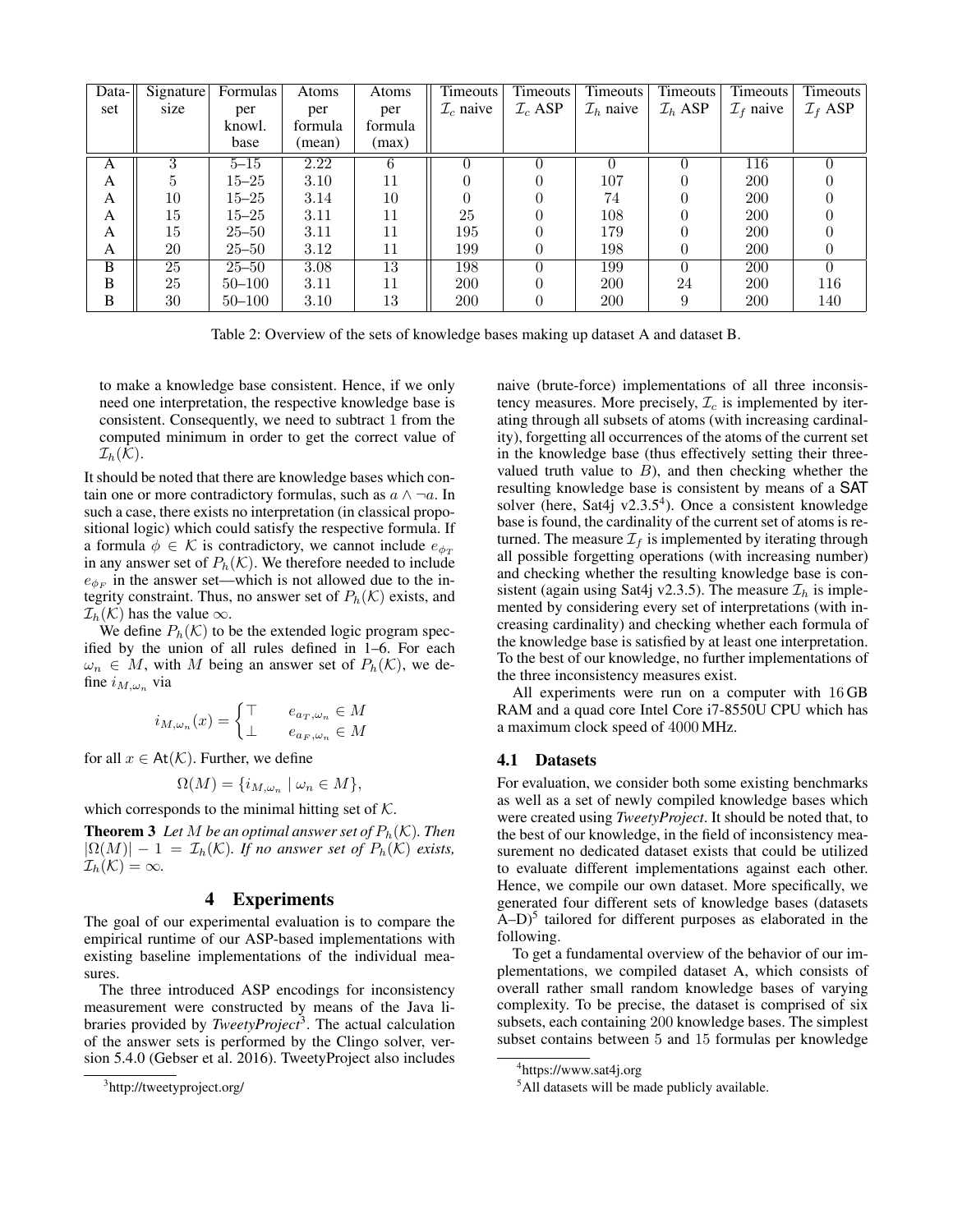| Data-set | Signature size | Formulas per knowl. base | Atoms per formula (mean) | Atoms per formula (max) | Timeouts $\mathcal{I}_c$ naive | Timeouts $\mathcal{I}_c$ ASP | Timeouts $\mathcal{I}_h$ naive | Timeouts $\mathcal{I}_h$ ASP | Timeouts $\mathcal{I}_f$ naive | Timeouts $\mathcal{I}_f$ ASP |
|---|---|---|---|---|---|---|---|---|---|---|
| A | 3 | 5–15 | 2.22 | 6 | 0 | 0 | 0 | 0 | 116 | 0 |
| A | 5 | 15–25 | 3.10 | 11 | 0 | 0 | 107 | 0 | 200 | 0 |
| A | 10 | 15–25 | 3.14 | 10 | 0 | 0 | 74 | 0 | 200 | 0 |
| A | 15 | 15–25 | 3.11 | 11 | 25 | 0 | 108 | 0 | 200 | 0 |
| A | 15 | 25–50 | 3.11 | 11 | 195 | 0 | 179 | 0 | 200 | 0 |
| A | 20 | 25–50 | 3.12 | 11 | 199 | 0 | 198 | 0 | 200 | 0 |
| B | 25 | 25–50 | 3.08 | 13 | 198 | 0 | 199 | 0 | 200 | 0 |
| B | 25 | 50–100 | 3.11 | 11 | 200 | 0 | 200 | 24 | 200 | 116 |
| B | 30 | 50–100 | 3.10 | 13 | 200 | 0 | 200 | 9 | 200 | 140 |

Table 2: Overview of the sets of knowledge bases making up dataset A and dataset B.

to make a knowledge base consistent. Hence, if we only need one interpretation, the respective knowledge base is consistent. Consequently, we need to subtract 1 from the computed minimum in order to get the correct value of $\mathcal{I}_h(\mathcal{K})$.

It should be noted that there are knowledge bases which contain one or more contradictory formulas, such as $a \wedge \neg a$. In such a case, there exists no interpretation (in classical propositional logic) which could satisfy the respective formula. If a formula $\phi \in \mathcal{K}$ is contradictory, we cannot include $e_{\phi_T}$ in any answer set of $P_h(\mathcal{K})$. We therefore needed to include $e_{\phi_F}$ in the answer set—which is not allowed due to the integrity constraint. Thus, no answer set of $P_h(\mathcal{K})$ exists, and $\mathcal{I}_h(\mathcal{K})$ has the value $\infty$.

We define $P_h(\mathcal{K})$ to be the extended logic program specified by the union of all rules defined in 1–6. For each $\omega_n \in M$, with $M$ being an answer set of $P_h(\mathcal{K})$, we define $i_{M,\omega_n}$ via

$$i_{M,\omega_n}(x) = \begin{cases} \top & e_{a_T,\omega_n} \in M \\ \bot & e_{a_F,\omega_n} \in M \end{cases}$$

for all $x \in \mathsf{At}(\mathcal{K})$. Further, we define

$$\Omega(M) = \{i_{M,\omega_n} \mid \omega_n \in M\},$$

which corresponds to the minimal hitting set of $\mathcal{K}$.

**Theorem 3** *Let $M$ be an optimal answer set of $P_h(\mathcal{K})$. Then $|\Omega(M)| - 1 = \mathcal{I}_h(\mathcal{K})$. If no answer set of $P_h(\mathcal{K})$ exists, $\mathcal{I}_h(\mathcal{K}) = \infty$.*

## 4 Experiments

The goal of our experimental evaluation is to compare the empirical runtime of our ASP-based implementations with existing baseline implementations of the individual measures.

The three introduced ASP encodings for inconsistency measurement were constructed by means of the Java libraries provided by *TweetyProject*[3]. The actual calculation of the answer sets is performed by the Clingo solver, version 5.4.0 (Gebser et al. 2016). TweetyProject also includes naive (brute-force) implementations of all three inconsistency measures. More precisely, $\mathcal{I}_c$ is implemented by iterating through all subsets of atoms (with increasing cardinality), forgetting all occurrences of the atoms of the current set in the knowledge base (thus effectively setting their three-valued truth value to $B$), and then checking whether the resulting knowledge base is consistent by means of a SAT solver (here, Sat4j v2.3.5[4]). Once a consistent knowledge base is found, the cardinality of the current set of atoms is returned. The measure $\mathcal{I}_f$ is implemented by iterating through all possible forgetting operations (with increasing number) and checking whether the resulting knowledge base is consistent (again using Sat4j v2.3.5). The measure $\mathcal{I}_h$ is implemented by considering every set of interpretations (with increasing cardinality) and checking whether each formula of the knowledge base is satisfied by at least one interpretation. To the best of our knowledge, no further implementations of the three inconsistency measures exist.

All experiments were run on a computer with 16 GB RAM and a quad core Intel Core i7-8550U CPU which has a maximum clock speed of 4000 MHz.

### 4.1 Datasets

For evaluation, we consider both some existing benchmarks as well as a set of newly compiled knowledge bases which were created using *TweetyProject*. It should be noted that, to the best of our knowledge, in the field of inconsistency measurement no dedicated dataset exists that could be utilized to evaluate different implementations against each other. Hence, we compile our own dataset. More specifically, we generated four different sets of knowledge bases (datasets A–D)[5] tailored for different purposes as elaborated in the following.

To get a fundamental overview of the behavior of our implementations, we compiled dataset A, which consists of overall rather small random knowledge bases of varying complexity. To be precise, the dataset is comprised of six subsets, each containing 200 knowledge bases. The simplest subset contains between 5 and 15 formulas per knowledge

[3] http://tweetyproject.org/

[4] https://www.sat4j.org

[5] All datasets will be made publicly available.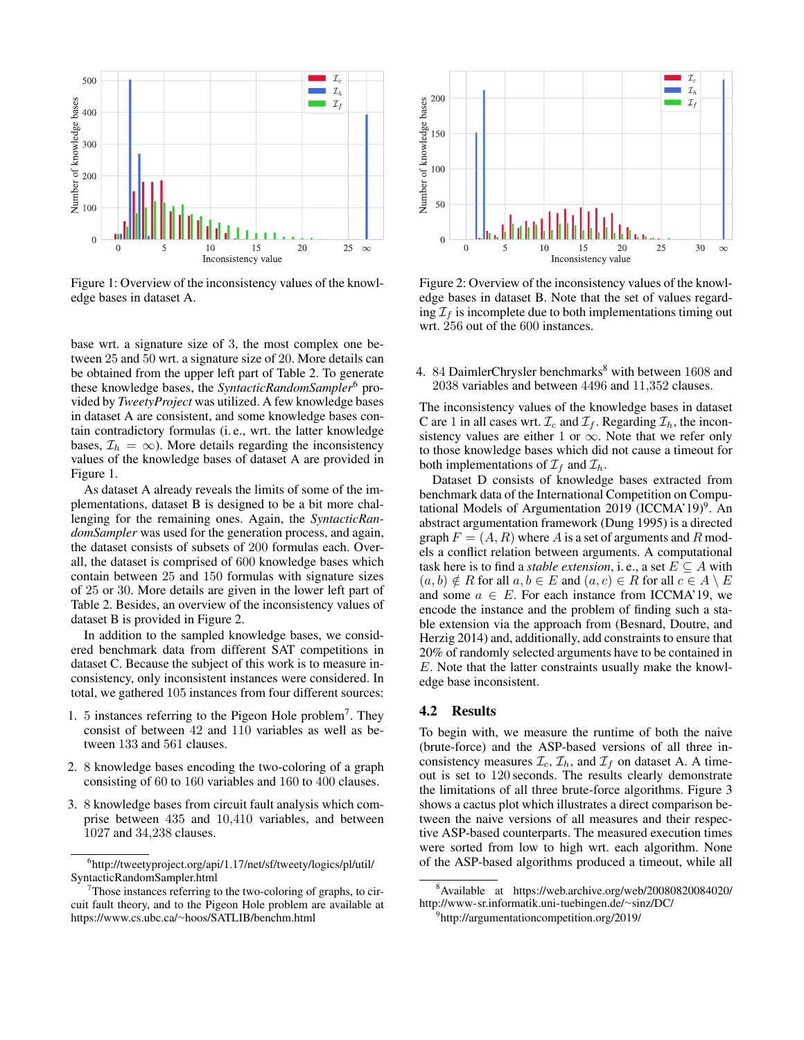Figure 1: Overview of the inconsistency values of the knowledge bases in dataset A.

Figure 2: Overview of the inconsistency values of the knowledge bases in dataset B. Note that the set of values regarding $\mathcal{I}_f$ is incomplete due to both implementations timing out wrt. 256 out of the 600 instances.

base wrt. a signature size of 3, the most complex one between 25 and 50 wrt. a signature size of 20. More details can be obtained from the upper left part of Table 2. To generate these knowledge bases, the *SyntacticRandomSampler*[6] provided by *TweetyProject* was utilized. A few knowledge bases in dataset A are consistent, and some knowledge bases contain contradictory formulas (i. e., wrt. the latter knowledge bases, $\mathcal{I}_h = \infty$). More details regarding the inconsistency values of the knowledge bases of dataset A are provided in Figure 1.

As dataset A already reveals the limits of some of the implementations, dataset B is designed to be a bit more challenging for the remaining ones. Again, the *SyntacticRandomSampler* was used for the generation process, and again, the dataset consists of subsets of 200 formulas each. Overall, the dataset is comprised of 600 knowledge bases which contain between 25 and 150 formulas with signature sizes of 25 or 30. More details are given in the lower left part of Table 2. Besides, an overview of the inconsistency values of dataset B is provided in Figure 2.

In addition to the sampled knowledge bases, we considered benchmark data from different SAT competitions in dataset C. Because the subject of this work is to measure inconsistency, only inconsistent instances were considered. In total, we gathered 105 instances from four different sources:

1. 5 instances referring to the Pigeon Hole problem[7]. They consist of between 42 and 110 variables as well as between 133 and 561 clauses.
2. 8 knowledge bases encoding the two-coloring of a graph consisting of 60 to 160 variables and 160 to 400 clauses.
3. 8 knowledge bases from circuit fault analysis which comprise between 435 and 10,410 variables, and between 1027 and 34,238 clauses.
4. 84 DaimlerChrysler benchmarks[8] with between 1608 and 2038 variables and between 4496 and 11,352 clauses.

The inconsistency values of the knowledge bases in dataset C are 1 in all cases wrt. $\mathcal{I}_c$ and $\mathcal{I}_f$. Regarding $\mathcal{I}_h$, the inconsistency values are either 1 or $\infty$. Note that we refer only to those knowledge bases which did not cause a timeout for both implementations of $\mathcal{I}_f$ and $\mathcal{I}_h$.

Dataset D consists of knowledge bases extracted from benchmark data of the International Competition on Computational Models of Argumentation 2019 (ICCMA'19)[9]. An abstract argumentation framework (Dung 1995) is a directed graph $F = (A, R)$ where $A$ is a set of arguments and $R$ models a conflict relation between arguments. A computational task here is to find a *stable extension*, i. e., a set $E \subseteq A$ with $(a, b) \notin R$ for all $a, b \in E$ and $(a, c) \in R$ for all $c \in A \setminus E$ and some $a \in E$. For each instance from ICCMA'19, we encode the instance and the problem of finding such a stable extension via the approach from (Besnard, Doutre, and Herzig 2014) and, additionally, add constraints to ensure that 20% of randomly selected arguments have to be contained in $E$. Note that the latter constraints usually make the knowledge base inconsistent.

## 4.2 Results

To begin with, we measure the runtime of both the naive (brute-force) and the ASP-based versions of all three inconsistency measures $\mathcal{I}_c$, $\mathcal{I}_h$, and $\mathcal{I}_f$ on dataset A. A timeout is set to 120 seconds. The results clearly demonstrate the limitations of all three brute-force algorithms. Figure 3 shows a cactus plot which illustrates a direct comparison between the naive versions of all measures and their respective ASP-based counterparts. The measured execution times were sorted from low to high wrt. each algorithm. None of the ASP-based algorithms produced a timeout, while all

[6] http://tweetyproject.org/api/1.17/net/sf/tweety/logics/pl/util/SyntacticRandomSampler.html

[7] Those instances referring to the two-coloring of graphs, to circuit fault theory, and to the Pigeon Hole problem are available at https://www.cs.ubc.ca/~hoos/SATLIB/benchm.html

[8] Available at https://web.archive.org/web/20080820084020/http://www-sr.informatik.uni-tuebingen.de/~sinz/DC/

[9] http://argumentationcompetition.org/2019/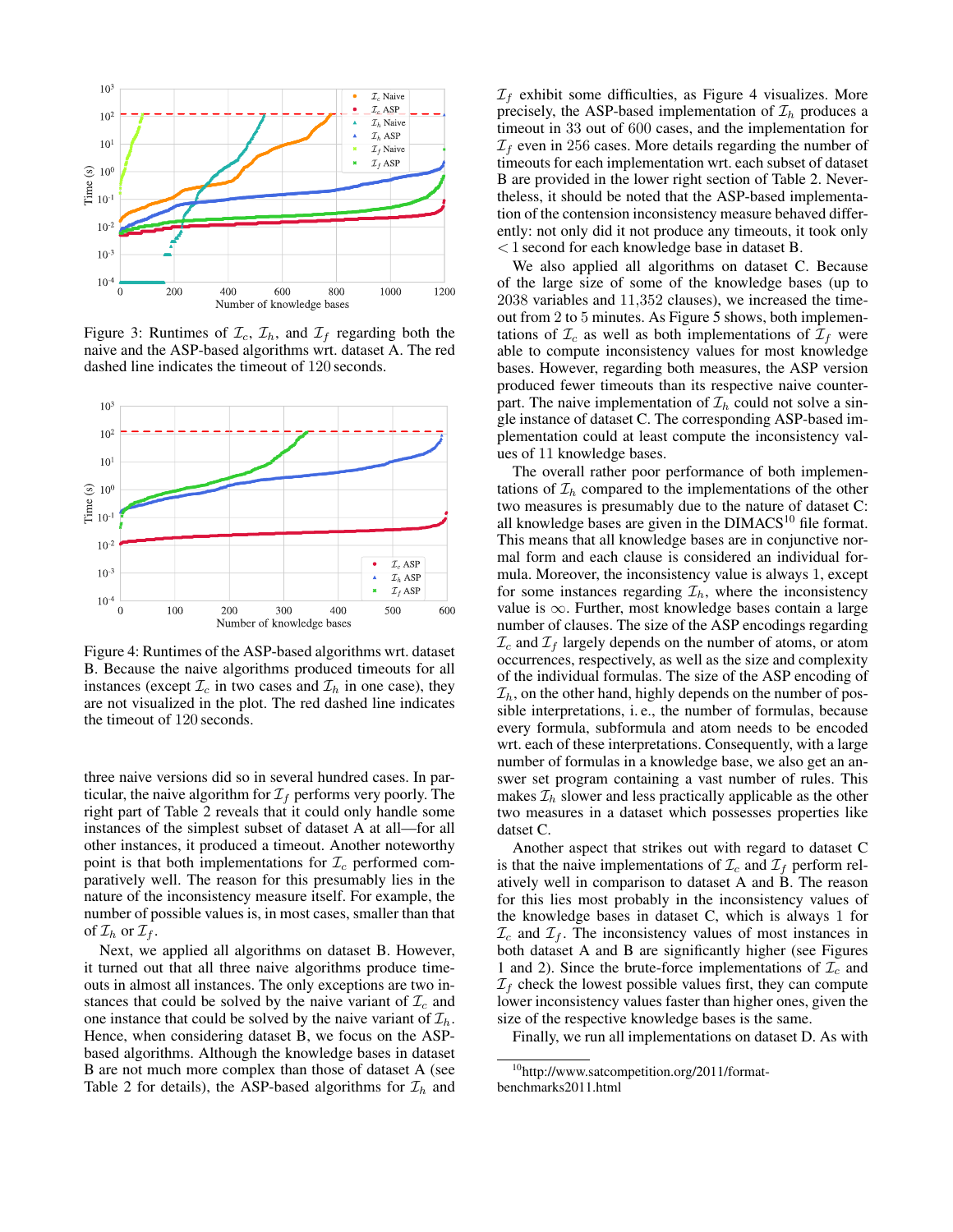Figure 3: Runtimes of $\mathcal{I}_c$, $\mathcal{I}_h$, and $\mathcal{I}_f$ regarding both the naive and the ASP-based algorithms wrt. dataset A. The red dashed line indicates the timeout of 120 seconds.

Figure 4: Runtimes of the ASP-based algorithms wrt. dataset B. Because the naive algorithms produced timeouts for all instances (except $\mathcal{I}_c$ in two cases and $\mathcal{I}_h$ in one case), they are not visualized in the plot. The red dashed line indicates the timeout of 120 seconds.

three naive versions did so in several hundred cases. In particular, the naive algorithm for $\mathcal{I}_f$ performs very poorly. The right part of Table 2 reveals that it could only handle some instances of the simplest subset of dataset A at all—for all other instances, it produced a timeout. Another noteworthy point is that both implementations for $\mathcal{I}_c$ performed comparatively well. The reason for this presumably lies in the nature of the inconsistency measure itself. For example, the number of possible values is, in most cases, smaller than that of $\mathcal{I}_h$ or $\mathcal{I}_f$.

Next, we applied all algorithms on dataset B. However, it turned out that all three naive algorithms produce timeouts in almost all instances. The only exceptions are two instances that could be solved by the naive variant of $\mathcal{I}_c$ and one instance that could be solved by the naive variant of $\mathcal{I}_h$. Hence, when considering dataset B, we focus on the ASP-based algorithms. Although the knowledge bases in dataset B are not much more complex than those of dataset A (see Table 2 for details), the ASP-based algorithms for $\mathcal{I}_h$ and $\mathcal{I}_f$ exhibit some difficulties, as Figure 4 visualizes. More precisely, the ASP-based implementation of $\mathcal{I}_h$ produces a timeout in 33 out of 600 cases, and the implementation for $\mathcal{I}_f$ even in 256 cases. More details regarding the number of timeouts for each implementation wrt. each subset of dataset B are provided in the lower right section of Table 2. Nevertheless, it should be noted that the ASP-based implementation of the contension inconsistency measure behaved differently: not only did it not produce any timeouts, it took only $< 1$ second for each knowledge base in dataset B.

We also applied all algorithms on dataset C. Because of the large size of some of the knowledge bases (up to 2038 variables and 11,352 clauses), we increased the timeout from 2 to 5 minutes. As Figure 5 shows, both implementations of $\mathcal{I}_c$ as well as both implementations of $\mathcal{I}_f$ were able to compute inconsistency values for most knowledge bases. However, regarding both measures, the ASP version produced fewer timeouts than its respective naive counterpart. The naive implementation of $\mathcal{I}_h$ could not solve a single instance of dataset C. The corresponding ASP-based implementation could at least compute the inconsistency values of 11 knowledge bases.

The overall rather poor performance of both implementations of $\mathcal{I}_h$ compared to the implementations of the other two measures is presumably due to the nature of dataset C: all knowledge bases are given in the DIMACS[10] file format. This means that all knowledge bases are in conjunctive normal form and each clause is considered an individual formula. Moreover, the inconsistency value is always 1, except for some instances regarding $\mathcal{I}_h$, where the inconsistency value is $\infty$. Further, most knowledge bases contain a large number of clauses. The size of the ASP encodings regarding $\mathcal{I}_c$ and $\mathcal{I}_f$ largely depends on the number of atoms, or atom occurrences, respectively, as well as the size and complexity of the individual formulas. The size of the ASP encoding of $\mathcal{I}_h$, on the other hand, highly depends on the number of possible interpretations, i. e., the number of formulas, because every formula, subformula and atom needs to be encoded wrt. each of these interpretations. Consequently, with a large number of formulas in a knowledge base, we also get an answer set program containing a vast number of rules. This makes $\mathcal{I}_h$ slower and less practically applicable as the other two measures in a dataset which possesses properties like dataset C.

Another aspect that strikes out with regard to dataset C is that the naive implementations of $\mathcal{I}_c$ and $\mathcal{I}_f$ perform relatively well in comparison to dataset A and B. The reason for this lies most probably in the inconsistency values of the knowledge bases in dataset C, which is always 1 for $\mathcal{I}_c$ and $\mathcal{I}_f$. The inconsistency values of most instances in both dataset A and B are significantly higher (see Figures 1 and 2). Since the brute-force implementations of $\mathcal{I}_c$ and $\mathcal{I}_f$ check the lowest possible values first, they can compute lower inconsistency values faster than higher ones, given the size of the respective knowledge bases is the same.

Finally, we run all implementations on dataset D. As with

[10] http://www.satcompetition.org/2011/format-benchmarks2011.html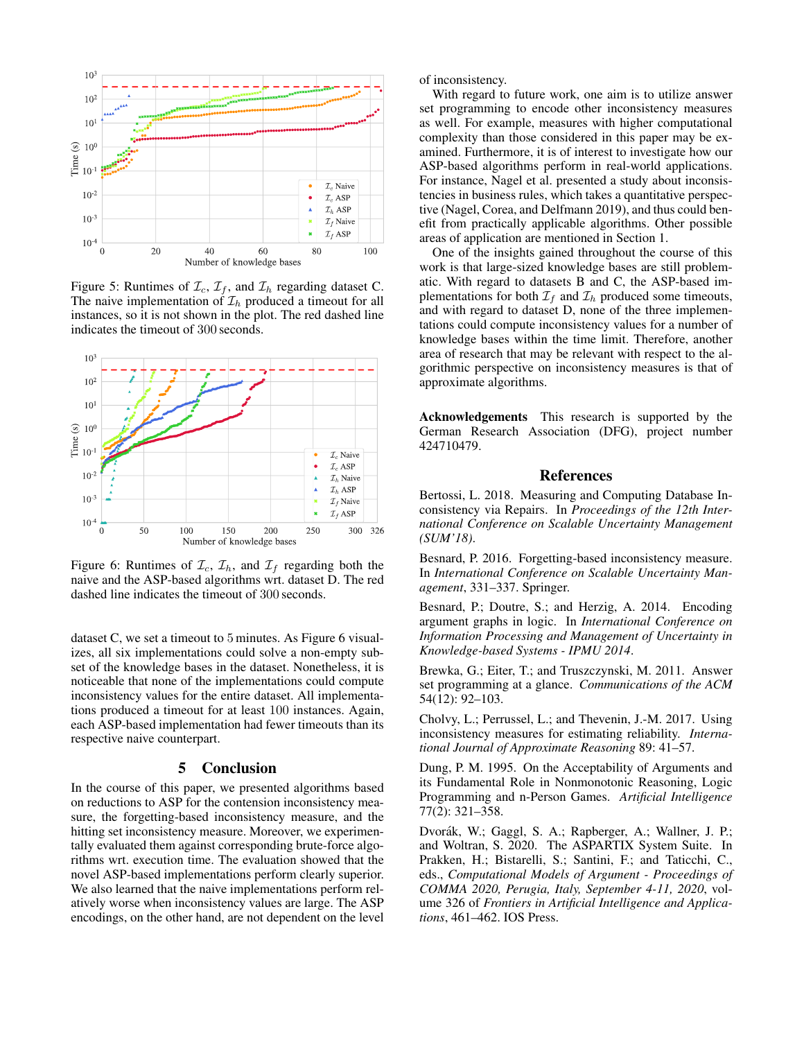Figure 5: Runtimes of $\mathcal{I}_c$, $\mathcal{I}_f$, and $\mathcal{I}_h$ regarding dataset C. The naive implementation of $\mathcal{I}_h$ produced a timeout for all instances, so it is not shown in the plot. The red dashed line indicates the timeout of 300 seconds.

Figure 6: Runtimes of $\mathcal{I}_c$, $\mathcal{I}_h$, and $\mathcal{I}_f$ regarding both the naive and the ASP-based algorithms wrt. dataset D. The red dashed line indicates the timeout of 300 seconds.

dataset C, we set a timeout to 5 minutes. As Figure 6 visualizes, all six implementations could solve a non-empty subset of the knowledge bases in the dataset. Nonetheless, it is noticeable that none of the implementations could compute inconsistency values for the entire dataset. All implementations produced a timeout for at least 100 instances. Again, each ASP-based implementation had fewer timeouts than its respective naive counterpart.

## 5 Conclusion

In the course of this paper, we presented algorithms based on reductions to ASP for the contension inconsistency measure, the forgetting-based inconsistency measure, and the hitting set inconsistency measure. Moreover, we experimentally evaluated them against corresponding brute-force algorithms wrt. execution time. The evaluation showed that the novel ASP-based implementations perform clearly superior. We also learned that the naive implementations perform relatively worse when inconsistency values are large. The ASP encodings, on the other hand, are not dependent on the level of inconsistency.

With regard to future work, one aim is to utilize answer set programming to encode other inconsistency measures as well. For example, measures with higher computational complexity than those considered in this paper may be examined. Furthermore, it is of interest to investigate how our ASP-based algorithms perform in real-world applications. For instance, Nagel et al. presented a study about inconsistencies in business rules, which takes a quantitative perspective (Nagel, Corea, and Delfmann 2019), and thus could benefit from practically applicable algorithms. Other possible areas of application are mentioned in Section 1.

One of the insights gained throughout the course of this work is that large-sized knowledge bases are still problematic. With regard to datasets B and C, the ASP-based implementations for both $\mathcal{I}_f$ and $\mathcal{I}_h$ produced some timeouts, and with regard to dataset D, none of the three implementations could compute inconsistency values for a number of knowledge bases within the time limit. Therefore, another area of research that may be relevant with respect to the algorithmic perspective on inconsistency measures is that of approximate algorithms.

**Acknowledgements** This research is supported by the German Research Association (DFG), project number 424710479.

## References

Bertossi, L. 2018. Measuring and Computing Database Inconsistency via Repairs. In *Proceedings of the 12th International Conference on Scalable Uncertainty Management (SUM'18)*.

Besnard, P. 2016. Forgetting-based inconsistency measure. In *International Conference on Scalable Uncertainty Management*, 331–337. Springer.

Besnard, P.; Doutre, S.; and Herzig, A. 2014. Encoding argument graphs in logic. In *International Conference on Information Processing and Management of Uncertainty in Knowledge-based Systems - IPMU 2014*.

Brewka, G.; Eiter, T.; and Truszczynski, M. 2011. Answer set programming at a glance. *Communications of the ACM* 54(12): 92–103.

Cholvy, L.; Perrussel, L.; and Thevenin, J.-M. 2017. Using inconsistency measures for estimating reliability. *International Journal of Approximate Reasoning* 89: 41–57.

Dung, P. M. 1995. On the Acceptability of Arguments and its Fundamental Role in Nonmonotonic Reasoning, Logic Programming and n-Person Games. *Artificial Intelligence* 77(2): 321–358.

Dvořák, W.; Gaggl, S. A.; Rapberger, A.; Wallner, J. P.; and Woltran, S. 2020. The ASPARTIX System Suite. In Prakken, H.; Bistarelli, S.; Santini, F.; and Taticchi, C., eds., *Computational Models of Argument - Proceedings of COMMA 2020, Perugia, Italy, September 4-11, 2020*, volume 326 of *Frontiers in Artificial Intelligence and Applications*, 461–462. IOS Press.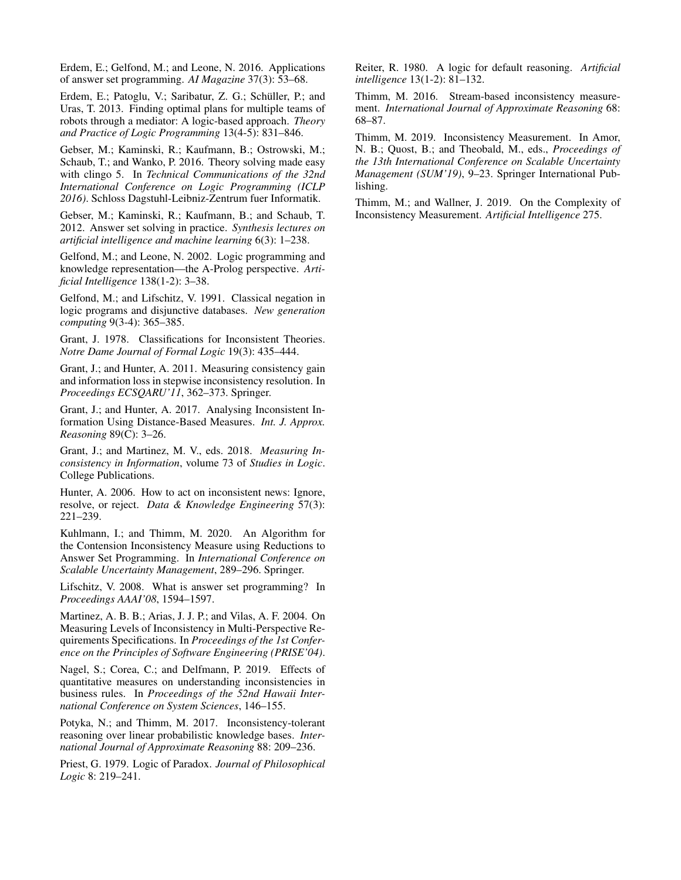Erdem, E.; Gelfond, M.; and Leone, N. 2016. Applications of answer set programming. *AI Magazine* 37(3): 53–68.

Erdem, E.; Patoglu, V.; Saribatur, Z. G.; Schüller, P.; and Uras, T. 2013. Finding optimal plans for multiple teams of robots through a mediator: A logic-based approach. *Theory and Practice of Logic Programming* 13(4-5): 831–846.

Gebser, M.; Kaminski, R.; Kaufmann, B.; Ostrowski, M.; Schaub, T.; and Wanko, P. 2016. Theory solving made easy with clingo 5. In *Technical Communications of the 32nd International Conference on Logic Programming (ICLP 2016)*. Schloss Dagstuhl-Leibniz-Zentrum fuer Informatik.

Gebser, M.; Kaminski, R.; Kaufmann, B.; and Schaub, T. 2012. Answer set solving in practice. *Synthesis lectures on artificial intelligence and machine learning* 6(3): 1–238.

Gelfond, M.; and Leone, N. 2002. Logic programming and knowledge representation—the A-Prolog perspective. *Artificial Intelligence* 138(1-2): 3–38.

Gelfond, M.; and Lifschitz, V. 1991. Classical negation in logic programs and disjunctive databases. *New generation computing* 9(3-4): 365–385.

Grant, J. 1978. Classifications for Inconsistent Theories. *Notre Dame Journal of Formal Logic* 19(3): 435–444.

Grant, J.; and Hunter, A. 2011. Measuring consistency gain and information loss in stepwise inconsistency resolution. In *Proceedings ECSQARU'11*, 362–373. Springer.

Grant, J.; and Hunter, A. 2017. Analysing Inconsistent Information Using Distance-Based Measures. *Int. J. Approx. Reasoning* 89(C): 3–26.

Grant, J.; and Martinez, M. V., eds. 2018. *Measuring Inconsistency in Information*, volume 73 of *Studies in Logic*. College Publications.

Hunter, A. 2006. How to act on inconsistent news: Ignore, resolve, or reject. *Data & Knowledge Engineering* 57(3): 221–239.

Kuhlmann, I.; and Thimm, M. 2020. An Algorithm for the Contension Inconsistency Measure using Reductions to Answer Set Programming. In *International Conference on Scalable Uncertainty Management*, 289–296. Springer.

Lifschitz, V. 2008. What is answer set programming? In *Proceedings AAAI'08*, 1594–1597.

Martinez, A. B. B.; Arias, J. J. P.; and Vilas, A. F. 2004. On Measuring Levels of Inconsistency in Multi-Perspective Requirements Specifications. In *Proceedings of the 1st Conference on the Principles of Software Engineering (PRISE'04)*.

Nagel, S.; Corea, C.; and Delfmann, P. 2019. Effects of quantitative measures on understanding inconsistencies in business rules. In *Proceedings of the 52nd Hawaii International Conference on System Sciences*, 146–155.

Potyka, N.; and Thimm, M. 2017. Inconsistency-tolerant reasoning over linear probabilistic knowledge bases. *International Journal of Approximate Reasoning* 88: 209–236.

Priest, G. 1979. Logic of Paradox. *Journal of Philosophical Logic* 8: 219–241.

Reiter, R. 1980. A logic for default reasoning. *Artificial intelligence* 13(1-2): 81–132.

Thimm, M. 2016. Stream-based inconsistency measurement. *International Journal of Approximate Reasoning* 68: 68–87.

Thimm, M. 2019. Inconsistency Measurement. In Amor, N. B.; Quost, B.; and Theobald, M., eds., *Proceedings of the 13th International Conference on Scalable Uncertainty Management (SUM'19)*, 9–23. Springer International Publishing.

Thimm, M.; and Wallner, J. 2019. On the Complexity of Inconsistency Measurement. *Artificial Intelligence* 275.